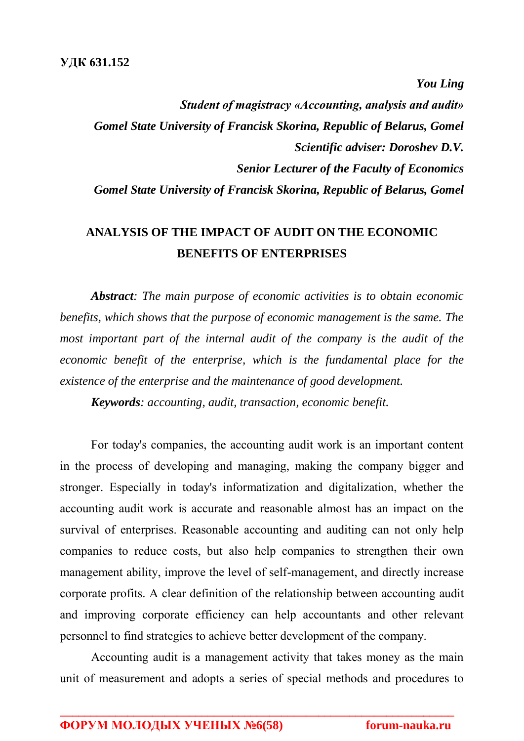**УДК 631.152**

***You Ling***

***Student of magistracy «Accounting, analysis and audit»***

***Gomel State University of Francisk Skorina, Republic of Belarus, Gomel***

***Scientific adviser: Doroshev D.V.***

***Senior Lecturer of the Faculty of Economics***

***Gomel State University of Francisk Skorina, Republic of Belarus, Gomel***

# ANALYSIS OF THE IMPACT OF AUDIT ON THE ECONOMIC BENEFITS OF ENTERPRISES

***Abstract**: The main purpose of economic activities is to obtain economic benefits, which shows that the purpose of economic management is the same. The most important part of the internal audit of the company is the audit of the economic benefit of the enterprise, which is the fundamental place for the existence of the enterprise and the maintenance of good development.*

***Keywords**: accounting, audit, transaction, economic benefit.*

For today's companies, the accounting audit work is an important content in the process of developing and managing, making the company bigger and stronger. Especially in today's informatization and digitalization, whether the accounting audit work is accurate and reasonable almost has an impact on the survival of enterprises. Reasonable accounting and auditing can not only help companies to reduce costs, but also help companies to strengthen their own management ability, improve the level of self-management, and directly increase corporate profits. A clear definition of the relationship between accounting audit and improving corporate efficiency can help accountants and other relevant personnel to find strategies to achieve better development of the company.

Accounting audit is a management activity that takes money as the main unit of measurement and adopts a series of special methods and procedures to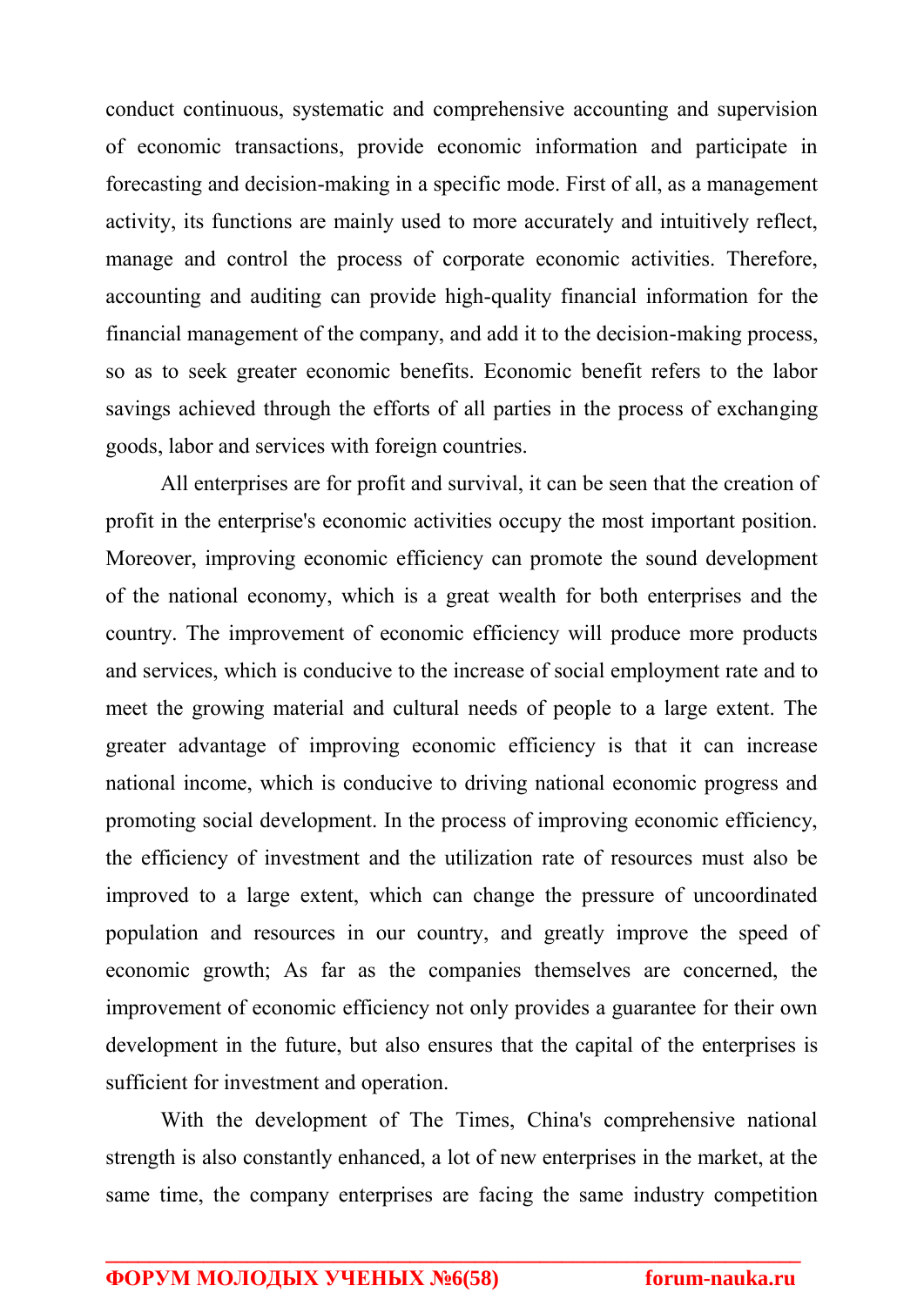conduct continuous, systematic and comprehensive accounting and supervision of economic transactions, provide economic information and participate in forecasting and decision-making in a specific mode. First of all, as a management activity, its functions are mainly used to more accurately and intuitively reflect, manage and control the process of corporate economic activities. Therefore, accounting and auditing can provide high-quality financial information for the financial management of the company, and add it to the decision-making process, so as to seek greater economic benefits. Economic benefit refers to the labor savings achieved through the efforts of all parties in the process of exchanging goods, labor and services with foreign countries.

All enterprises are for profit and survival, it can be seen that the creation of profit in the enterprise's economic activities occupy the most important position. Moreover, improving economic efficiency can promote the sound development of the national economy, which is a great wealth for both enterprises and the country. The improvement of economic efficiency will produce more products and services, which is conducive to the increase of social employment rate and to meet the growing material and cultural needs of people to a large extent. The greater advantage of improving economic efficiency is that it can increase national income, which is conducive to driving national economic progress and promoting social development. In the process of improving economic efficiency, the efficiency of investment and the utilization rate of resources must also be improved to a large extent, which can change the pressure of uncoordinated population and resources in our country, and greatly improve the speed of economic growth; As far as the companies themselves are concerned, the improvement of economic efficiency not only provides a guarantee for their own development in the future, but also ensures that the capital of the enterprises is sufficient for investment and operation.

With the development of The Times, China's comprehensive national strength is also constantly enhanced, a lot of new enterprises in the market, at the same time, the company enterprises are facing the same industry competition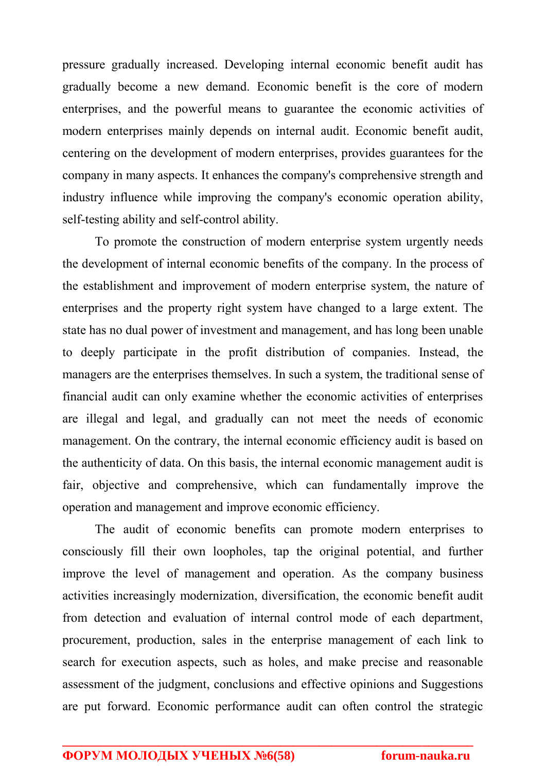pressure gradually increased. Developing internal economic benefit audit has gradually become a new demand. Economic benefit is the core of modern enterprises, and the powerful means to guarantee the economic activities of modern enterprises mainly depends on internal audit. Economic benefit audit, centering on the development of modern enterprises, provides guarantees for the company in many aspects. It enhances the company's comprehensive strength and industry influence while improving the company's economic operation ability, self-testing ability and self-control ability.

To promote the construction of modern enterprise system urgently needs the development of internal economic benefits of the company. In the process of the establishment and improvement of modern enterprise system, the nature of enterprises and the property right system have changed to a large extent. The state has no dual power of investment and management, and has long been unable to deeply participate in the profit distribution of companies. Instead, the managers are the enterprises themselves. In such a system, the traditional sense of financial audit can only examine whether the economic activities of enterprises are illegal and legal, and gradually can not meet the needs of economic management. On the contrary, the internal economic efficiency audit is based on the authenticity of data. On this basis, the internal economic management audit is fair, objective and comprehensive, which can fundamentally improve the operation and management and improve economic efficiency.

The audit of economic benefits can promote modern enterprises to consciously fill their own loopholes, tap the original potential, and further improve the level of management and operation. As the company business activities increasingly modernization, diversification, the economic benefit audit from detection and evaluation of internal control mode of each department, procurement, production, sales in the enterprise management of each link to search for execution aspects, such as holes, and make precise and reasonable assessment of the judgment, conclusions and effective opinions and Suggestions are put forward. Economic performance audit can often control the strategic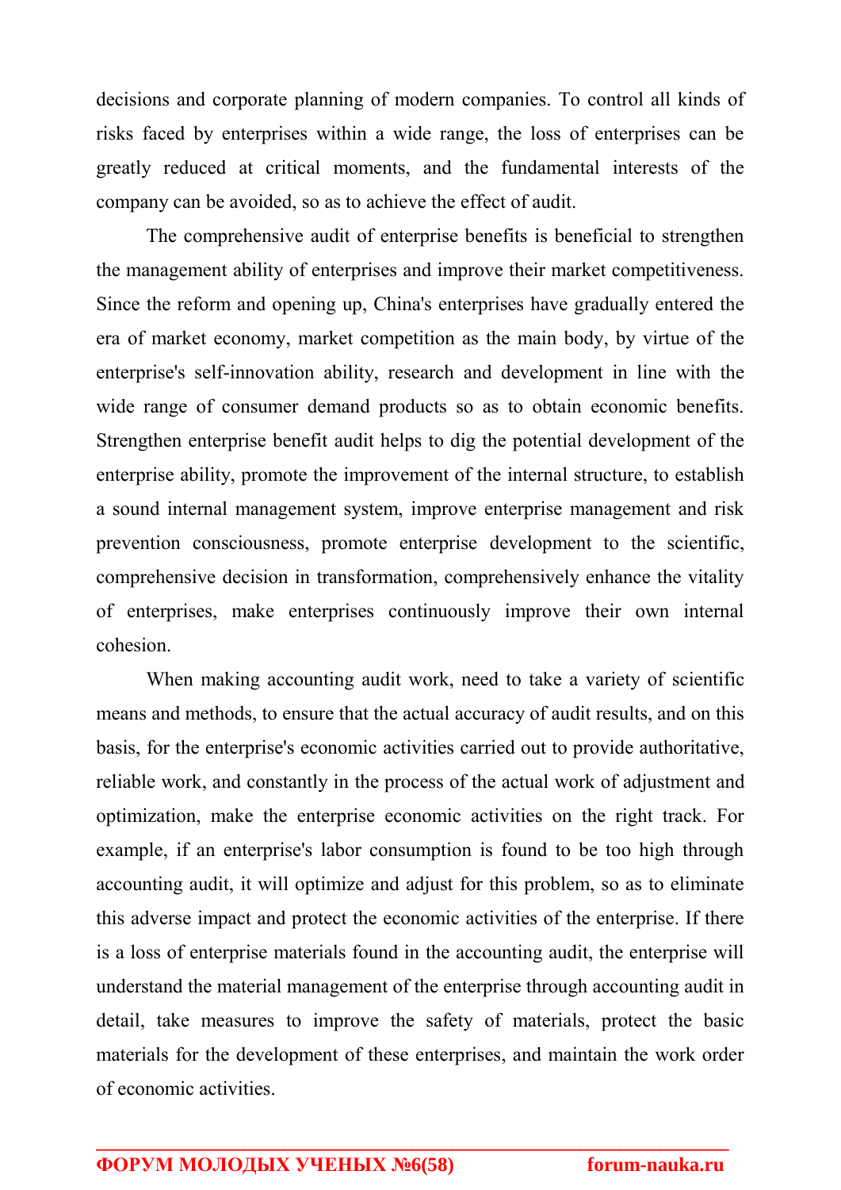decisions and corporate planning of modern companies. To control all kinds of risks faced by enterprises within a wide range, the loss of enterprises can be greatly reduced at critical moments, and the fundamental interests of the company can be avoided, so as to achieve the effect of audit.

The comprehensive audit of enterprise benefits is beneficial to strengthen the management ability of enterprises and improve their market competitiveness. Since the reform and opening up, China's enterprises have gradually entered the era of market economy, market competition as the main body, by virtue of the enterprise's self-innovation ability, research and development in line with the wide range of consumer demand products so as to obtain economic benefits. Strengthen enterprise benefit audit helps to dig the potential development of the enterprise ability, promote the improvement of the internal structure, to establish a sound internal management system, improve enterprise management and risk prevention consciousness, promote enterprise development to the scientific, comprehensive decision in transformation, comprehensively enhance the vitality of enterprises, make enterprises continuously improve their own internal cohesion.

When making accounting audit work, need to take a variety of scientific means and methods, to ensure that the actual accuracy of audit results, and on this basis, for the enterprise's economic activities carried out to provide authoritative, reliable work, and constantly in the process of the actual work of adjustment and optimization, make the enterprise economic activities on the right track. For example, if an enterprise's labor consumption is found to be too high through accounting audit, it will optimize and adjust for this problem, so as to eliminate this adverse impact and protect the economic activities of the enterprise. If there is a loss of enterprise materials found in the accounting audit, the enterprise will understand the material management of the enterprise through accounting audit in detail, take measures to improve the safety of materials, protect the basic materials for the development of these enterprises, and maintain the work order of economic activities.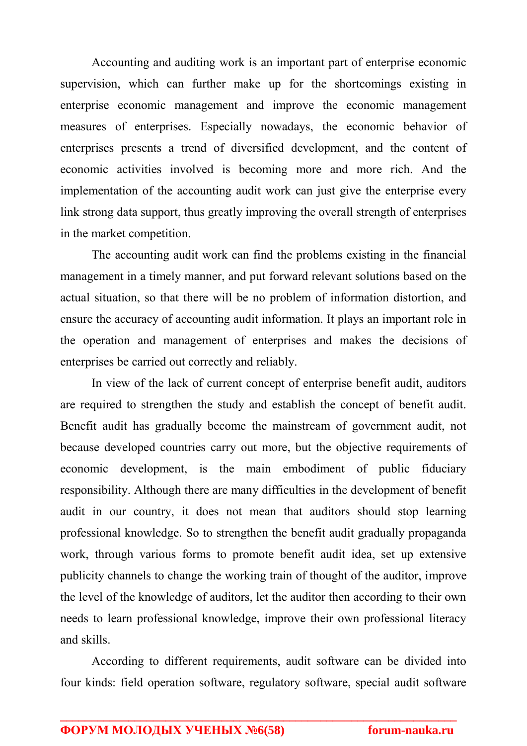Accounting and auditing work is an important part of enterprise economic supervision, which can further make up for the shortcomings existing in enterprise economic management and improve the economic management measures of enterprises. Especially nowadays, the economic behavior of enterprises presents a trend of diversified development, and the content of economic activities involved is becoming more and more rich. And the implementation of the accounting audit work can just give the enterprise every link strong data support, thus greatly improving the overall strength of enterprises in the market competition.

The accounting audit work can find the problems existing in the financial management in a timely manner, and put forward relevant solutions based on the actual situation, so that there will be no problem of information distortion, and ensure the accuracy of accounting audit information. It plays an important role in the operation and management of enterprises and makes the decisions of enterprises be carried out correctly and reliably.

In view of the lack of current concept of enterprise benefit audit, auditors are required to strengthen the study and establish the concept of benefit audit. Benefit audit has gradually become the mainstream of government audit, not because developed countries carry out more, but the objective requirements of economic development, is the main embodiment of public fiduciary responsibility. Although there are many difficulties in the development of benefit audit in our country, it does not mean that auditors should stop learning professional knowledge. So to strengthen the benefit audit gradually propaganda work, through various forms to promote benefit audit idea, set up extensive publicity channels to change the working train of thought of the auditor, improve the level of the knowledge of auditors, let the auditor then according to their own needs to learn professional knowledge, improve their own professional literacy and skills.

According to different requirements, audit software can be divided into four kinds: field operation software, regulatory software, special audit software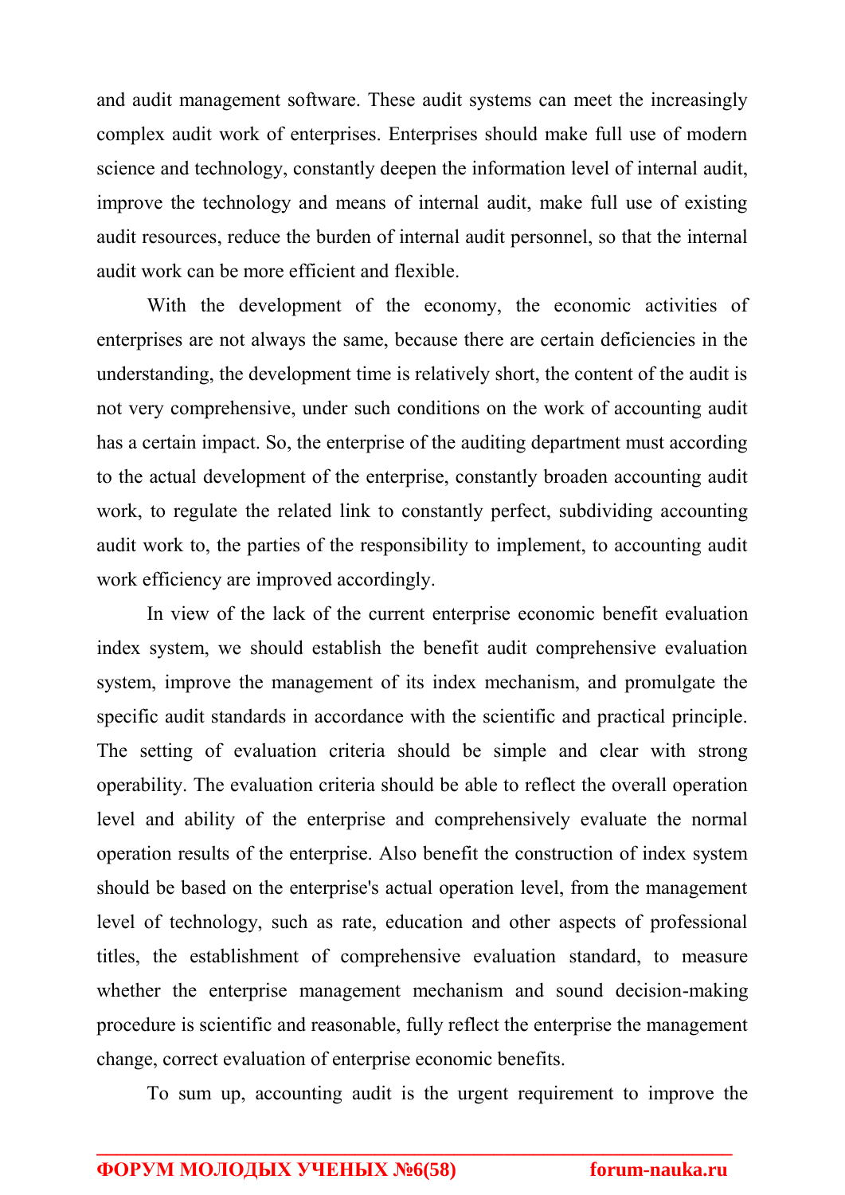and audit management software. These audit systems can meet the increasingly complex audit work of enterprises. Enterprises should make full use of modern science and technology, constantly deepen the information level of internal audit, improve the technology and means of internal audit, make full use of existing audit resources, reduce the burden of internal audit personnel, so that the internal audit work can be more efficient and flexible.

With the development of the economy, the economic activities of enterprises are not always the same, because there are certain deficiencies in the understanding, the development time is relatively short, the content of the audit is not very comprehensive, under such conditions on the work of accounting audit has a certain impact. So, the enterprise of the auditing department must according to the actual development of the enterprise, constantly broaden accounting audit work, to regulate the related link to constantly perfect, subdividing accounting audit work to, the parties of the responsibility to implement, to accounting audit work efficiency are improved accordingly.

In view of the lack of the current enterprise economic benefit evaluation index system, we should establish the benefit audit comprehensive evaluation system, improve the management of its index mechanism, and promulgate the specific audit standards in accordance with the scientific and practical principle. The setting of evaluation criteria should be simple and clear with strong operability. The evaluation criteria should be able to reflect the overall operation level and ability of the enterprise and comprehensively evaluate the normal operation results of the enterprise. Also benefit the construction of index system should be based on the enterprise's actual operation level, from the management level of technology, such as rate, education and other aspects of professional titles, the establishment of comprehensive evaluation standard, to measure whether the enterprise management mechanism and sound decision-making procedure is scientific and reasonable, fully reflect the enterprise the management change, correct evaluation of enterprise economic benefits.

To sum up, accounting audit is the urgent requirement to improve the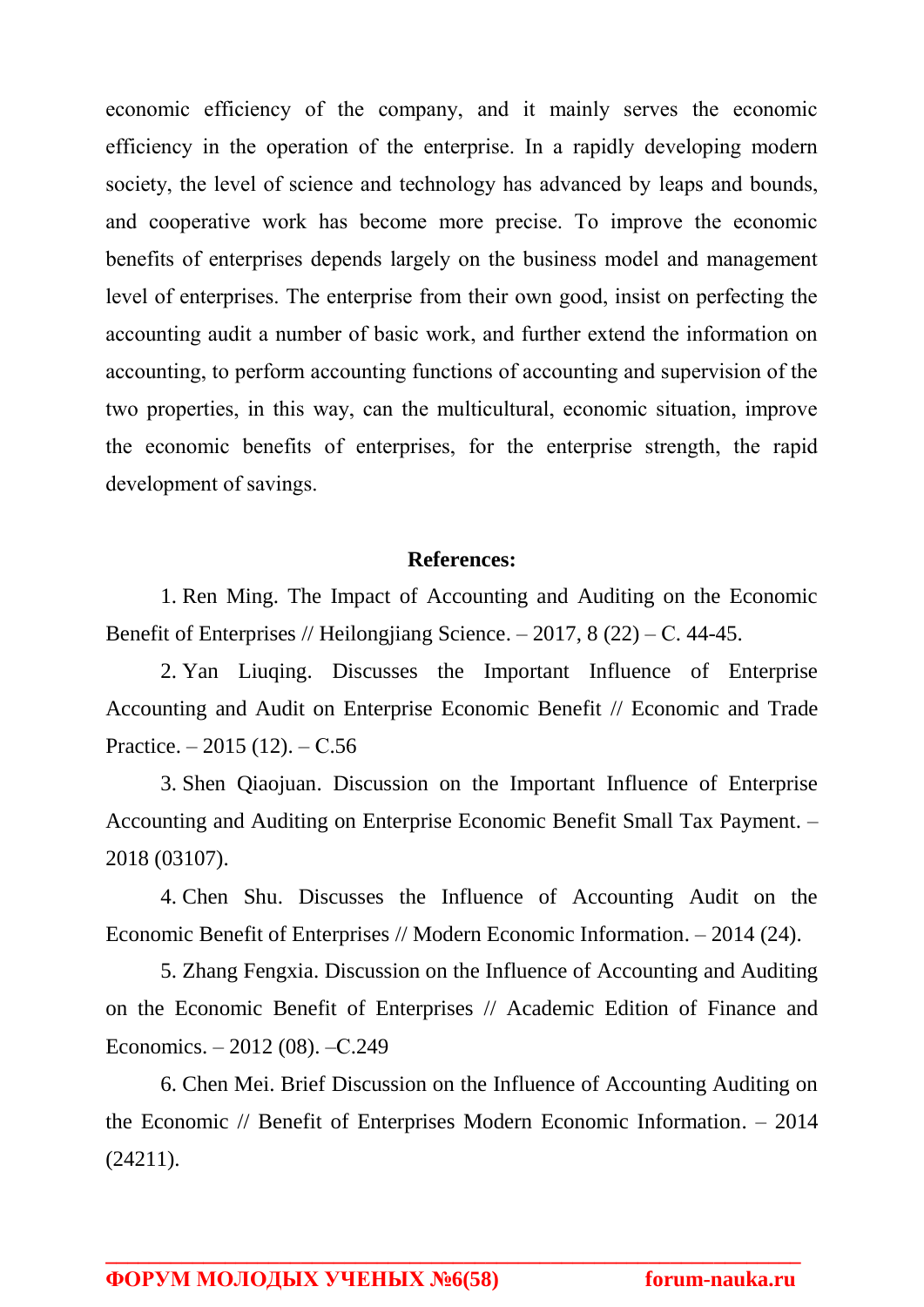economic efficiency of the company, and it mainly serves the economic efficiency in the operation of the enterprise. In a rapidly developing modern society, the level of science and technology has advanced by leaps and bounds, and cooperative work has become more precise. To improve the economic benefits of enterprises depends largely on the business model and management level of enterprises. The enterprise from their own good, insist on perfecting the accounting audit a number of basic work, and further extend the information on accounting, to perform accounting functions of accounting and supervision of the two properties, in this way, can the multicultural, economic situation, improve the economic benefits of enterprises, for the enterprise strength, the rapid development of savings.

**References:**

1. Ren Ming. The Impact of Accounting and Auditing on the Economic Benefit of Enterprises // Heilongjiang Science. – 2017, 8 (22) – C. 44-45.
2. Yan Liuqing. Discusses the Important Influence of Enterprise Accounting and Audit on Enterprise Economic Benefit // Economic and Trade Practice. – 2015 (12). – C.56
3. Shen Qiaojuan. Discussion on the Important Influence of Enterprise Accounting and Auditing on Enterprise Economic Benefit Small Tax Payment. – 2018 (03107).
4. Chen Shu. Discusses the Influence of Accounting Audit on the Economic Benefit of Enterprises // Modern Economic Information. – 2014 (24).
5. Zhang Fengxia. Discussion on the Influence of Accounting and Auditing on the Economic Benefit of Enterprises // Academic Edition of Finance and Economics. – 2012 (08). –C.249
6. Chen Mei. Brief Discussion on the Influence of Accounting Auditing on the Economic // Benefit of Enterprises Modern Economic Information. – 2014 (24211).